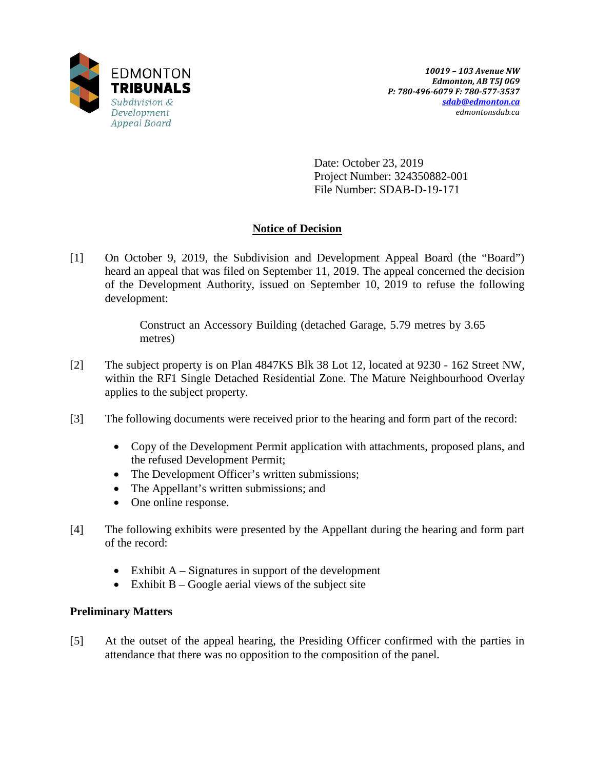EDMONTON **TRIBUNALS**
*Subdivision & Development Appeal Board*

*10019 – 103 Avenue NW*
*Edmonton, AB T5J 0G9*
*P: 780-496-6079 F: 780-577-3537*
*sdab@edmonton.ca*
*edmontonsdab.ca*

Date: October 23, 2019
Project Number: 324350882-001
File Number: SDAB-D-19-171

## Notice of Decision

[1] On October 9, 2019, the Subdivision and Development Appeal Board (the "Board") heard an appeal that was filed on September 11, 2019. The appeal concerned the decision of the Development Authority, issued on September 10, 2019 to refuse the following development:

> Construct an Accessory Building (detached Garage, 5.79 metres by 3.65 metres)

[2] The subject property is on Plan 4847KS Blk 38 Lot 12, located at 9230 - 162 Street NW, within the RF1 Single Detached Residential Zone. The Mature Neighbourhood Overlay applies to the subject property.

[3] The following documents were received prior to the hearing and form part of the record:

- Copy of the Development Permit application with attachments, proposed plans, and the refused Development Permit;
- The Development Officer's written submissions;
- The Appellant's written submissions; and
- One online response.

[4] The following exhibits were presented by the Appellant during the hearing and form part of the record:

- Exhibit A – Signatures in support of the development
- Exhibit B – Google aerial views of the subject site

### Preliminary Matters

[5] At the outset of the appeal hearing, the Presiding Officer confirmed with the parties in attendance that there was no opposition to the composition of the panel.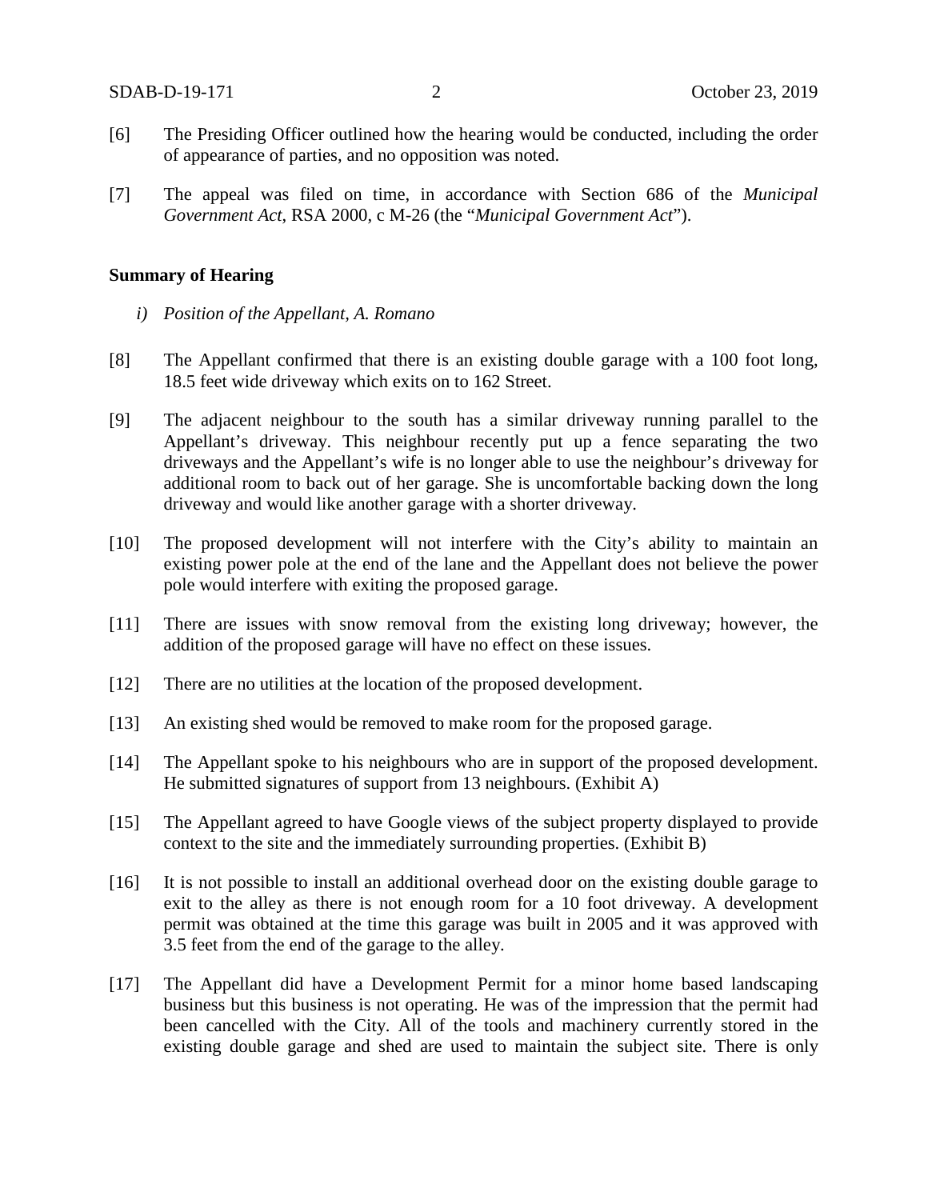[6] The Presiding Officer outlined how the hearing would be conducted, including the order of appearance of parties, and no opposition was noted.

[7] The appeal was filed on time, in accordance with Section 686 of the *Municipal Government Act*, RSA 2000, c M-26 (the "*Municipal Government Act*").

**Summary of Hearing**

*i) Position of the Appellant, A. Romano*

[8] The Appellant confirmed that there is an existing double garage with a 100 foot long, 18.5 feet wide driveway which exits on to 162 Street.

[9] The adjacent neighbour to the south has a similar driveway running parallel to the Appellant's driveway. This neighbour recently put up a fence separating the two driveways and the Appellant's wife is no longer able to use the neighbour's driveway for additional room to back out of her garage. She is uncomfortable backing down the long driveway and would like another garage with a shorter driveway.

[10] The proposed development will not interfere with the City's ability to maintain an existing power pole at the end of the lane and the Appellant does not believe the power pole would interfere with exiting the proposed garage.

[11] There are issues with snow removal from the existing long driveway; however, the addition of the proposed garage will have no effect on these issues.

[12] There are no utilities at the location of the proposed development.

[13] An existing shed would be removed to make room for the proposed garage.

[14] The Appellant spoke to his neighbours who are in support of the proposed development. He submitted signatures of support from 13 neighbours. (Exhibit A)

[15] The Appellant agreed to have Google views of the subject property displayed to provide context to the site and the immediately surrounding properties. (Exhibit B)

[16] It is not possible to install an additional overhead door on the existing double garage to exit to the alley as there is not enough room for a 10 foot driveway. A development permit was obtained at the time this garage was built in 2005 and it was approved with 3.5 feet from the end of the garage to the alley.

[17] The Appellant did have a Development Permit for a minor home based landscaping business but this business is not operating. He was of the impression that the permit had been cancelled with the City. All of the tools and machinery currently stored in the existing double garage and shed are used to maintain the subject site. There is only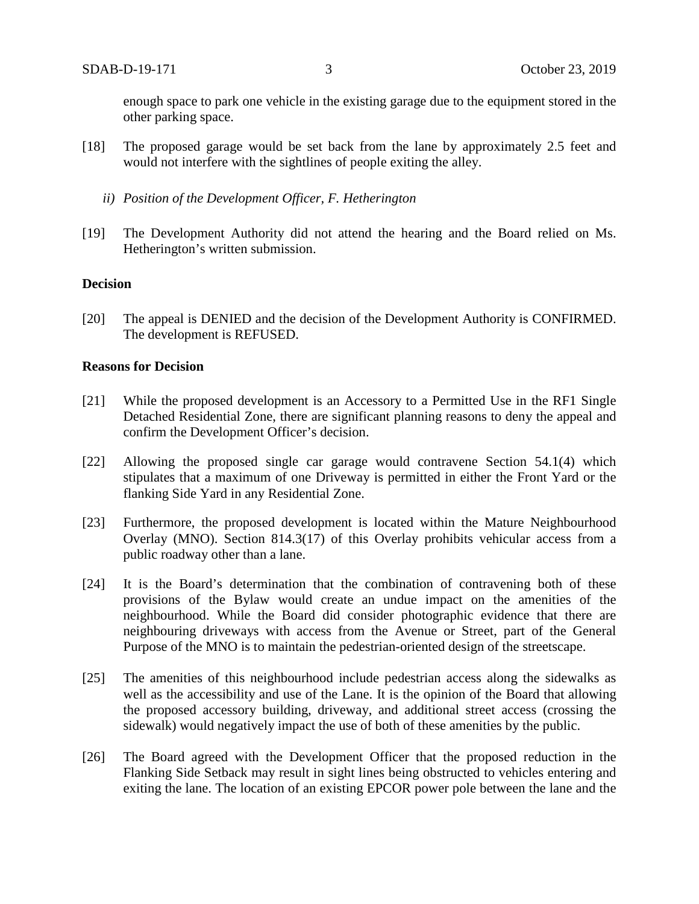enough space to park one vehicle in the existing garage due to the equipment stored in the other parking space.

[18] The proposed garage would be set back from the lane by approximately 2.5 feet and would not interfere with the sightlines of people exiting the alley.

*ii) Position of the Development Officer, F. Hetherington*

[19] The Development Authority did not attend the hearing and the Board relied on Ms. Hetherington's written submission.

**Decision**

[20] The appeal is DENIED and the decision of the Development Authority is CONFIRMED. The development is REFUSED.

**Reasons for Decision**

[21] While the proposed development is an Accessory to a Permitted Use in the RF1 Single Detached Residential Zone, there are significant planning reasons to deny the appeal and confirm the Development Officer's decision.

[22] Allowing the proposed single car garage would contravene Section 54.1(4) which stipulates that a maximum of one Driveway is permitted in either the Front Yard or the flanking Side Yard in any Residential Zone.

[23] Furthermore, the proposed development is located within the Mature Neighbourhood Overlay (MNO). Section 814.3(17) of this Overlay prohibits vehicular access from a public roadway other than a lane.

[24] It is the Board's determination that the combination of contravening both of these provisions of the Bylaw would create an undue impact on the amenities of the neighbourhood. While the Board did consider photographic evidence that there are neighbouring driveways with access from the Avenue or Street, part of the General Purpose of the MNO is to maintain the pedestrian-oriented design of the streetscape.

[25] The amenities of this neighbourhood include pedestrian access along the sidewalks as well as the accessibility and use of the Lane. It is the opinion of the Board that allowing the proposed accessory building, driveway, and additional street access (crossing the sidewalk) would negatively impact the use of both of these amenities by the public.

[26] The Board agreed with the Development Officer that the proposed reduction in the Flanking Side Setback may result in sight lines being obstructed to vehicles entering and exiting the lane. The location of an existing EPCOR power pole between the lane and the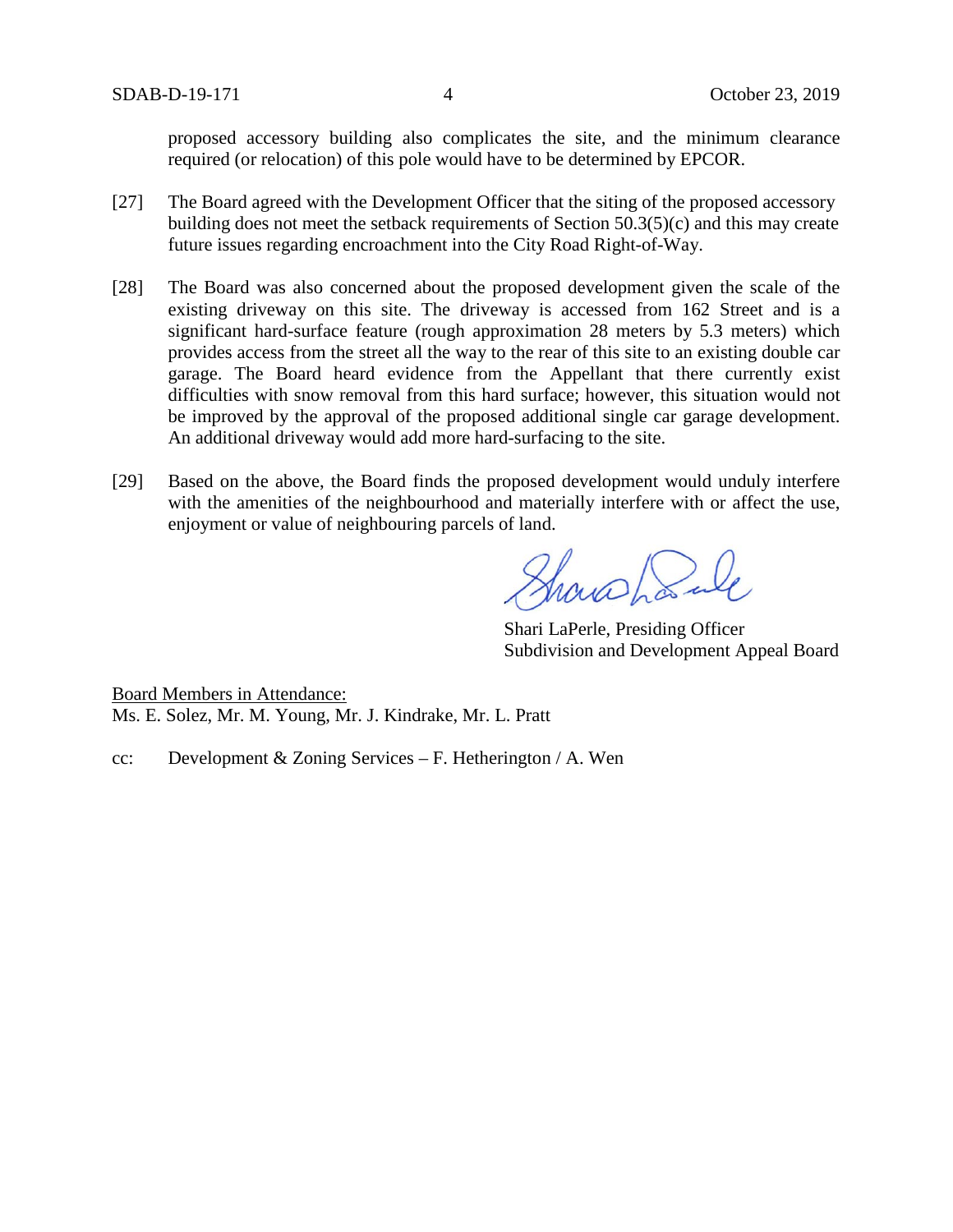proposed accessory building also complicates the site, and the minimum clearance required (or relocation) of this pole would have to be determined by EPCOR.

[27] The Board agreed with the Development Officer that the siting of the proposed accessory building does not meet the setback requirements of Section 50.3(5)(c) and this may create future issues regarding encroachment into the City Road Right-of-Way.

[28] The Board was also concerned about the proposed development given the scale of the existing driveway on this site. The driveway is accessed from 162 Street and is a significant hard-surface feature (rough approximation 28 meters by 5.3 meters) which provides access from the street all the way to the rear of this site to an existing double car garage. The Board heard evidence from the Appellant that there currently exist difficulties with snow removal from this hard surface; however, this situation would not be improved by the approval of the proposed additional single car garage development. An additional driveway would add more hard-surfacing to the site.

[29] Based on the above, the Board finds the proposed development would unduly interfere with the amenities of the neighbourhood and materially interfere with or affect the use, enjoyment or value of neighbouring parcels of land.

Shari LaPerle, Presiding Officer
Subdivision and Development Appeal Board

Board Members in Attendance:
Ms. E. Solez, Mr. M. Young, Mr. J. Kindrake, Mr. L. Pratt

cc: Development & Zoning Services – F. Hetherington / A. Wen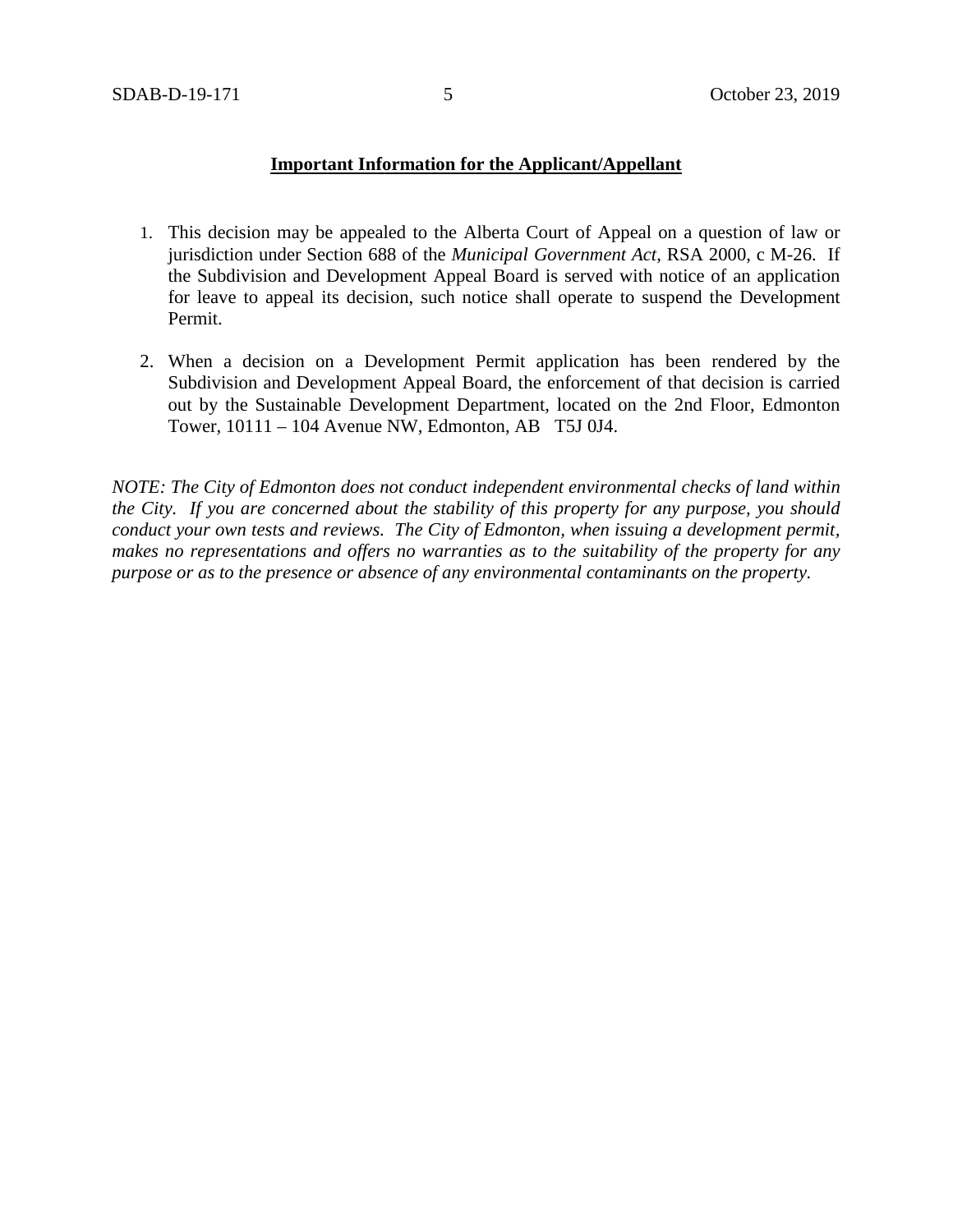**Important Information for the Applicant/Appellant**

1. This decision may be appealed to the Alberta Court of Appeal on a question of law or jurisdiction under Section 688 of the *Municipal Government Act*, RSA 2000, c M-26. If the Subdivision and Development Appeal Board is served with notice of an application for leave to appeal its decision, such notice shall operate to suspend the Development Permit.

2. When a decision on a Development Permit application has been rendered by the Subdivision and Development Appeal Board, the enforcement of that decision is carried out by the Sustainable Development Department, located on the 2nd Floor, Edmonton Tower, 10111 – 104 Avenue NW, Edmonton, AB T5J 0J4.

*NOTE: The City of Edmonton does not conduct independent environmental checks of land within the City. If you are concerned about the stability of this property for any purpose, you should conduct your own tests and reviews. The City of Edmonton, when issuing a development permit, makes no representations and offers no warranties as to the suitability of the property for any purpose or as to the presence or absence of any environmental contaminants on the property.*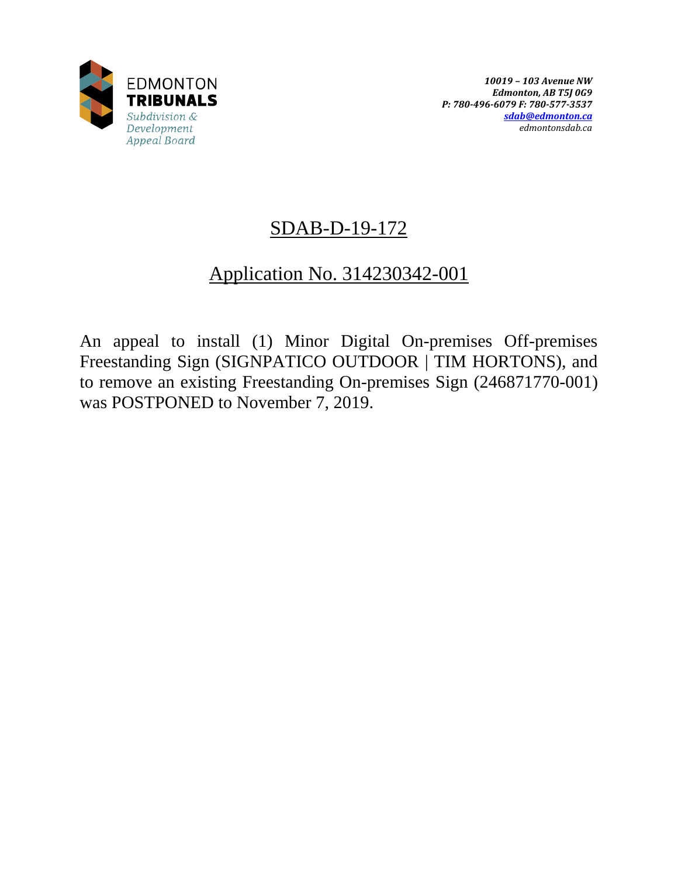EDMONTON
**TRIBUNALS**
*Subdivision & Development Appeal Board*

*10019 – 103 Avenue NW*
*Edmonton, AB T5J 0G9*
*P: 780-496-6079 F: 780-577-3537*
*sdab@edmonton.ca*
*edmontonsdab.ca*

# SDAB-D-19-172

## Application No. 314230342-001

An appeal to install (1) Minor Digital On-premises Off-premises Freestanding Sign (SIGNPATICO OUTDOOR | TIM HORTONS), and to remove an existing Freestanding On-premises Sign (246871770-001) was POSTPONED to November 7, 2019.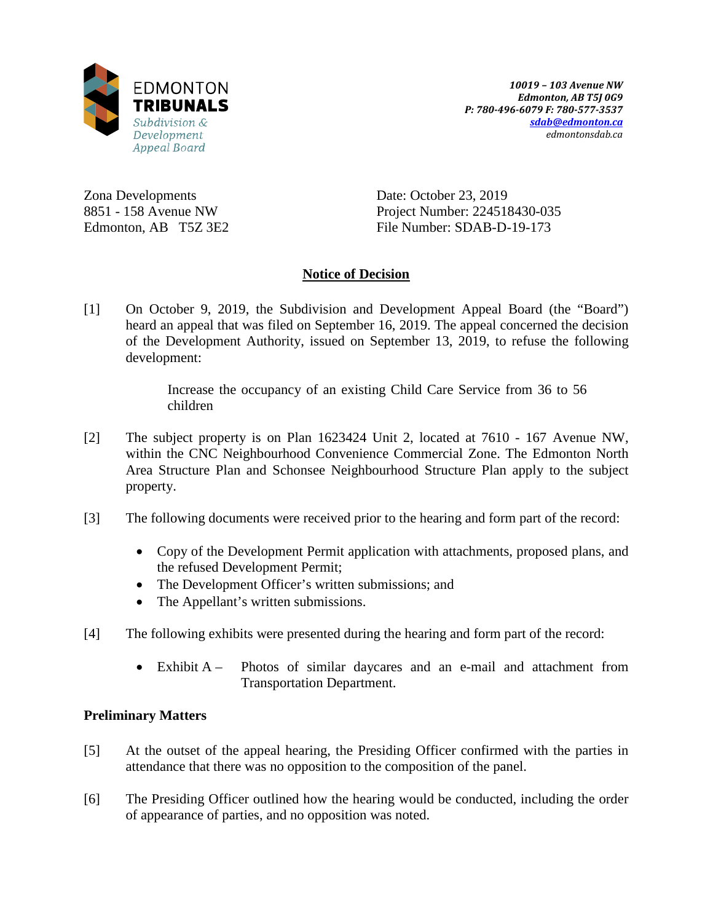EDMONTON
**TRIBUNALS**
*Subdivision & Development Appeal Board*

*10019 – 103 Avenue NW*
*Edmonton, AB T5J 0G9*
*P: 780-496-6079 F: 780-577-3537*
*sdab@edmonton.ca*
*edmontonsdab.ca*

Zona Developments
8851 - 158 Avenue NW
Edmonton, AB T5Z 3E2

Date: October 23, 2019
Project Number: 224518430-035
File Number: SDAB-D-19-173

## Notice of Decision

[1] On October 9, 2019, the Subdivision and Development Appeal Board (the "Board") heard an appeal that was filed on September 16, 2019. The appeal concerned the decision of the Development Authority, issued on September 13, 2019, to refuse the following development:

> Increase the occupancy of an existing Child Care Service from 36 to 56 children

[2] The subject property is on Plan 1623424 Unit 2, located at 7610 - 167 Avenue NW, within the CNC Neighbourhood Convenience Commercial Zone. The Edmonton North Area Structure Plan and Schonsee Neighbourhood Structure Plan apply to the subject property.

[3] The following documents were received prior to the hearing and form part of the record:

- Copy of the Development Permit application with attachments, proposed plans, and the refused Development Permit;
- The Development Officer's written submissions; and
- The Appellant's written submissions.

[4] The following exhibits were presented during the hearing and form part of the record:

- Exhibit A – Photos of similar daycares and an e-mail and attachment from Transportation Department.

### Preliminary Matters

[5] At the outset of the appeal hearing, the Presiding Officer confirmed with the parties in attendance that there was no opposition to the composition of the panel.

[6] The Presiding Officer outlined how the hearing would be conducted, including the order of appearance of parties, and no opposition was noted.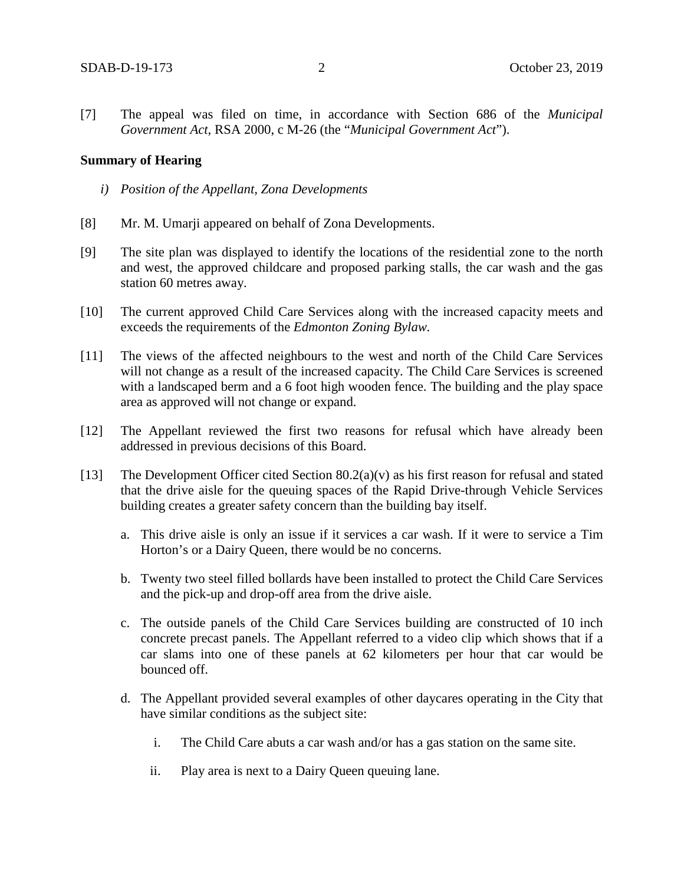[7] The appeal was filed on time, in accordance with Section 686 of the *Municipal Government Act*, RSA 2000, c M-26 (the "*Municipal Government Act*").

**Summary of Hearing**

*i) Position of the Appellant, Zona Developments*

[8] Mr. M. Umarji appeared on behalf of Zona Developments.

[9] The site plan was displayed to identify the locations of the residential zone to the north and west, the approved childcare and proposed parking stalls, the car wash and the gas station 60 metres away.

[10] The current approved Child Care Services along with the increased capacity meets and exceeds the requirements of the *Edmonton Zoning Bylaw.*

[11] The views of the affected neighbours to the west and north of the Child Care Services will not change as a result of the increased capacity. The Child Care Services is screened with a landscaped berm and a 6 foot high wooden fence. The building and the play space area as approved will not change or expand.

[12] The Appellant reviewed the first two reasons for refusal which have already been addressed in previous decisions of this Board.

[13] The Development Officer cited Section 80.2(a)(v) as his first reason for refusal and stated that the drive aisle for the queuing spaces of the Rapid Drive-through Vehicle Services building creates a greater safety concern than the building bay itself.

a. This drive aisle is only an issue if it services a car wash. If it were to service a Tim Horton's or a Dairy Queen, there would be no concerns.

b. Twenty two steel filled bollards have been installed to protect the Child Care Services and the pick-up and drop-off area from the drive aisle.

c. The outside panels of the Child Care Services building are constructed of 10 inch concrete precast panels. The Appellant referred to a video clip which shows that if a car slams into one of these panels at 62 kilometers per hour that car would be bounced off.

d. The Appellant provided several examples of other daycares operating in the City that have similar conditions as the subject site:

   i. The Child Care abuts a car wash and/or has a gas station on the same site.

   ii. Play area is next to a Dairy Queen queuing lane.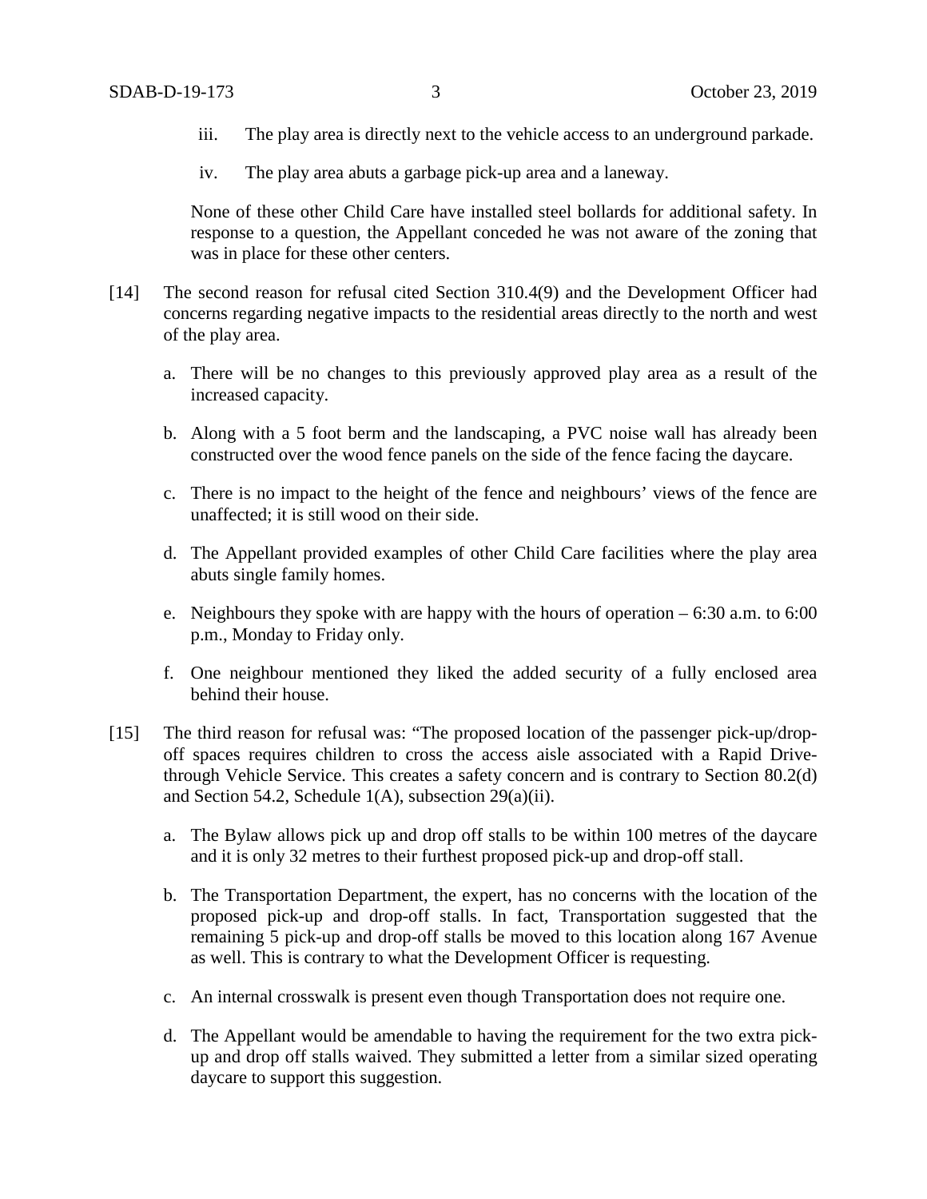iii. The play area is directly next to the vehicle access to an underground parkade.

iv. The play area abuts a garbage pick-up area and a laneway.

None of these other Child Care have installed steel bollards for additional safety. In response to a question, the Appellant conceded he was not aware of the zoning that was in place for these other centers.

[14] The second reason for refusal cited Section 310.4(9) and the Development Officer had concerns regarding negative impacts to the residential areas directly to the north and west of the play area.

a. There will be no changes to this previously approved play area as a result of the increased capacity.

b. Along with a 5 foot berm and the landscaping, a PVC noise wall has already been constructed over the wood fence panels on the side of the fence facing the daycare.

c. There is no impact to the height of the fence and neighbours' views of the fence are unaffected; it is still wood on their side.

d. The Appellant provided examples of other Child Care facilities where the play area abuts single family homes.

e. Neighbours they spoke with are happy with the hours of operation – 6:30 a.m. to 6:00 p.m., Monday to Friday only.

f. One neighbour mentioned they liked the added security of a fully enclosed area behind their house.

[15] The third reason for refusal was: "The proposed location of the passenger pick-up/drop-off spaces requires children to cross the access aisle associated with a Rapid Drive-through Vehicle Service. This creates a safety concern and is contrary to Section 80.2(d) and Section 54.2, Schedule 1(A), subsection 29(a)(ii).

a. The Bylaw allows pick up and drop off stalls to be within 100 metres of the daycare and it is only 32 metres to their furthest proposed pick-up and drop-off stall.

b. The Transportation Department, the expert, has no concerns with the location of the proposed pick-up and drop-off stalls. In fact, Transportation suggested that the remaining 5 pick-up and drop-off stalls be moved to this location along 167 Avenue as well. This is contrary to what the Development Officer is requesting.

c. An internal crosswalk is present even though Transportation does not require one.

d. The Appellant would be amendable to having the requirement for the two extra pick-up and drop off stalls waived. They submitted a letter from a similar sized operating daycare to support this suggestion.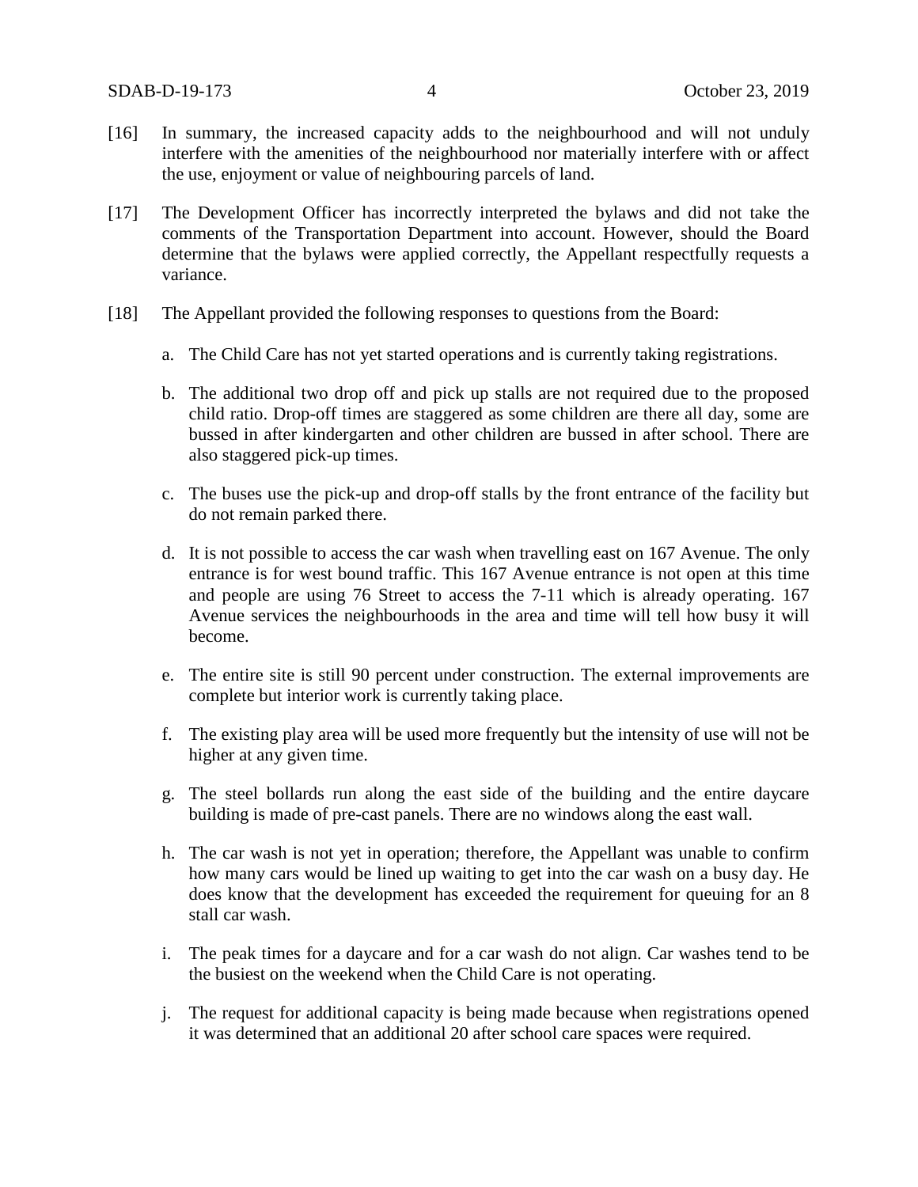[16] In summary, the increased capacity adds to the neighbourhood and will not unduly interfere with the amenities of the neighbourhood nor materially interfere with or affect the use, enjoyment or value of neighbouring parcels of land.

[17] The Development Officer has incorrectly interpreted the bylaws and did not take the comments of the Transportation Department into account. However, should the Board determine that the bylaws were applied correctly, the Appellant respectfully requests a variance.

[18] The Appellant provided the following responses to questions from the Board:

a. The Child Care has not yet started operations and is currently taking registrations.

b. The additional two drop off and pick up stalls are not required due to the proposed child ratio. Drop-off times are staggered as some children are there all day, some are bussed in after kindergarten and other children are bussed in after school. There are also staggered pick-up times.

c. The buses use the pick-up and drop-off stalls by the front entrance of the facility but do not remain parked there.

d. It is not possible to access the car wash when travelling east on 167 Avenue. The only entrance is for west bound traffic. This 167 Avenue entrance is not open at this time and people are using 76 Street to access the 7-11 which is already operating. 167 Avenue services the neighbourhoods in the area and time will tell how busy it will become.

e. The entire site is still 90 percent under construction. The external improvements are complete but interior work is currently taking place.

f. The existing play area will be used more frequently but the intensity of use will not be higher at any given time.

g. The steel bollards run along the east side of the building and the entire daycare building is made of pre-cast panels. There are no windows along the east wall.

h. The car wash is not yet in operation; therefore, the Appellant was unable to confirm how many cars would be lined up waiting to get into the car wash on a busy day. He does know that the development has exceeded the requirement for queuing for an 8 stall car wash.

i. The peak times for a daycare and for a car wash do not align. Car washes tend to be the busiest on the weekend when the Child Care is not operating.

j. The request for additional capacity is being made because when registrations opened it was determined that an additional 20 after school care spaces were required.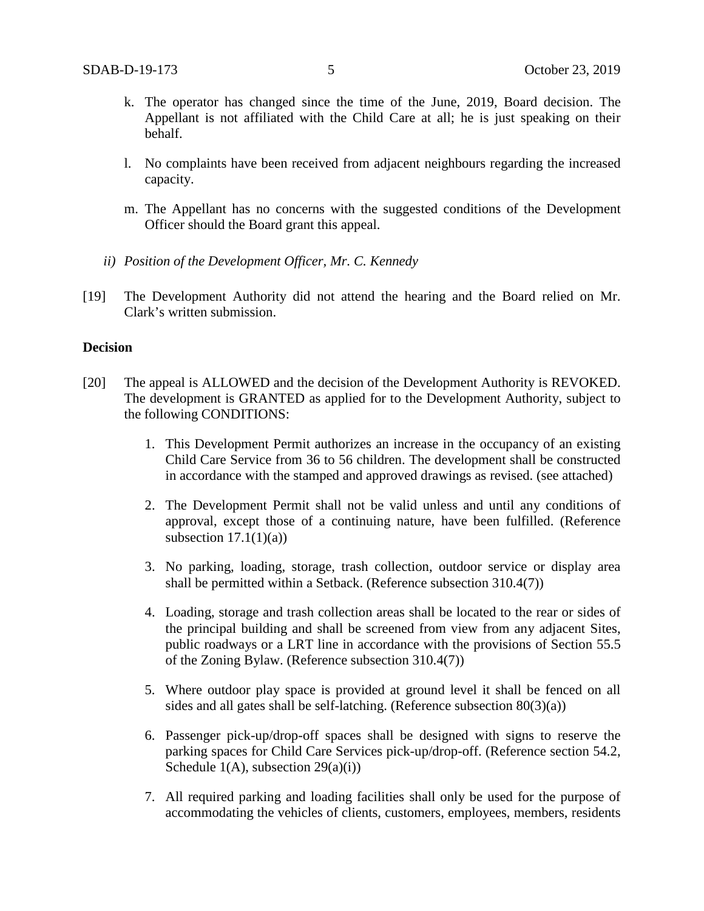k. The operator has changed since the time of the June, 2019, Board decision. The Appellant is not affiliated with the Child Care at all; he is just speaking on their behalf.

l. No complaints have been received from adjacent neighbours regarding the increased capacity.

m. The Appellant has no concerns with the suggested conditions of the Development Officer should the Board grant this appeal.

*ii) Position of the Development Officer, Mr. C. Kennedy*

[19] The Development Authority did not attend the hearing and the Board relied on Mr. Clark's written submission.

**Decision**

[20] The appeal is ALLOWED and the decision of the Development Authority is REVOKED. The development is GRANTED as applied for to the Development Authority, subject to the following CONDITIONS:

1. This Development Permit authorizes an increase in the occupancy of an existing Child Care Service from 36 to 56 children. The development shall be constructed in accordance with the stamped and approved drawings as revised. (see attached)

2. The Development Permit shall not be valid unless and until any conditions of approval, except those of a continuing nature, have been fulfilled. (Reference subsection 17.1(1)(a))

3. No parking, loading, storage, trash collection, outdoor service or display area shall be permitted within a Setback. (Reference subsection 310.4(7))

4. Loading, storage and trash collection areas shall be located to the rear or sides of the principal building and shall be screened from view from any adjacent Sites, public roadways or a LRT line in accordance with the provisions of Section 55.5 of the Zoning Bylaw. (Reference subsection 310.4(7))

5. Where outdoor play space is provided at ground level it shall be fenced on all sides and all gates shall be self-latching. (Reference subsection 80(3)(a))

6. Passenger pick-up/drop-off spaces shall be designed with signs to reserve the parking spaces for Child Care Services pick-up/drop-off. (Reference section 54.2, Schedule 1(A), subsection 29(a)(i))

7. All required parking and loading facilities shall only be used for the purpose of accommodating the vehicles of clients, customers, employees, members, residents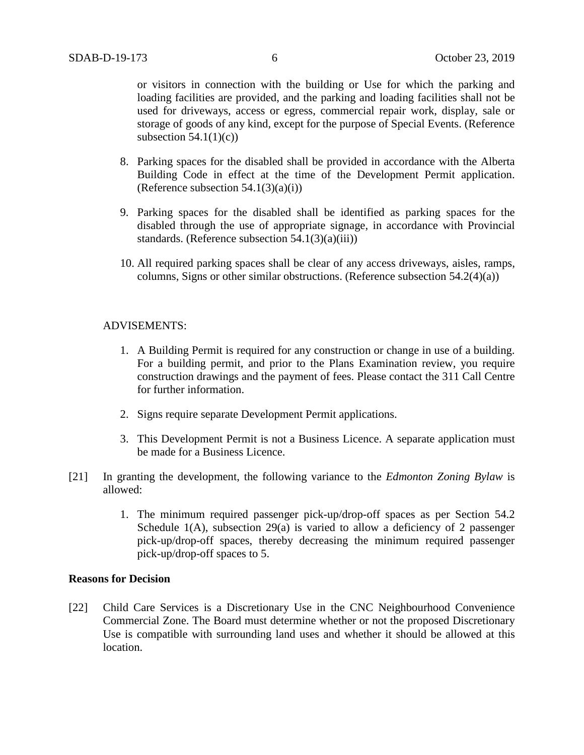or visitors in connection with the building or Use for which the parking and loading facilities are provided, and the parking and loading facilities shall not be used for driveways, access or egress, commercial repair work, display, sale or storage of goods of any kind, except for the purpose of Special Events. (Reference subsection 54.1(1)(c))

8. Parking spaces for the disabled shall be provided in accordance with the Alberta Building Code in effect at the time of the Development Permit application. (Reference subsection 54.1(3)(a)(i))

9. Parking spaces for the disabled shall be identified as parking spaces for the disabled through the use of appropriate signage, in accordance with Provincial standards. (Reference subsection 54.1(3)(a)(iii))

10. All required parking spaces shall be clear of any access driveways, aisles, ramps, columns, Signs or other similar obstructions. (Reference subsection 54.2(4)(a))

ADVISEMENTS:

1. A Building Permit is required for any construction or change in use of a building. For a building permit, and prior to the Plans Examination review, you require construction drawings and the payment of fees. Please contact the 311 Call Centre for further information.

2. Signs require separate Development Permit applications.

3. This Development Permit is not a Business Licence. A separate application must be made for a Business Licence.

[21] In granting the development, the following variance to the *Edmonton Zoning Bylaw* is allowed:

1. The minimum required passenger pick-up/drop-off spaces as per Section 54.2 Schedule 1(A), subsection 29(a) is varied to allow a deficiency of 2 passenger pick-up/drop-off spaces, thereby decreasing the minimum required passenger pick-up/drop-off spaces to 5.

**Reasons for Decision**

[22] Child Care Services is a Discretionary Use in the CNC Neighbourhood Convenience Commercial Zone. The Board must determine whether or not the proposed Discretionary Use is compatible with surrounding land uses and whether it should be allowed at this location.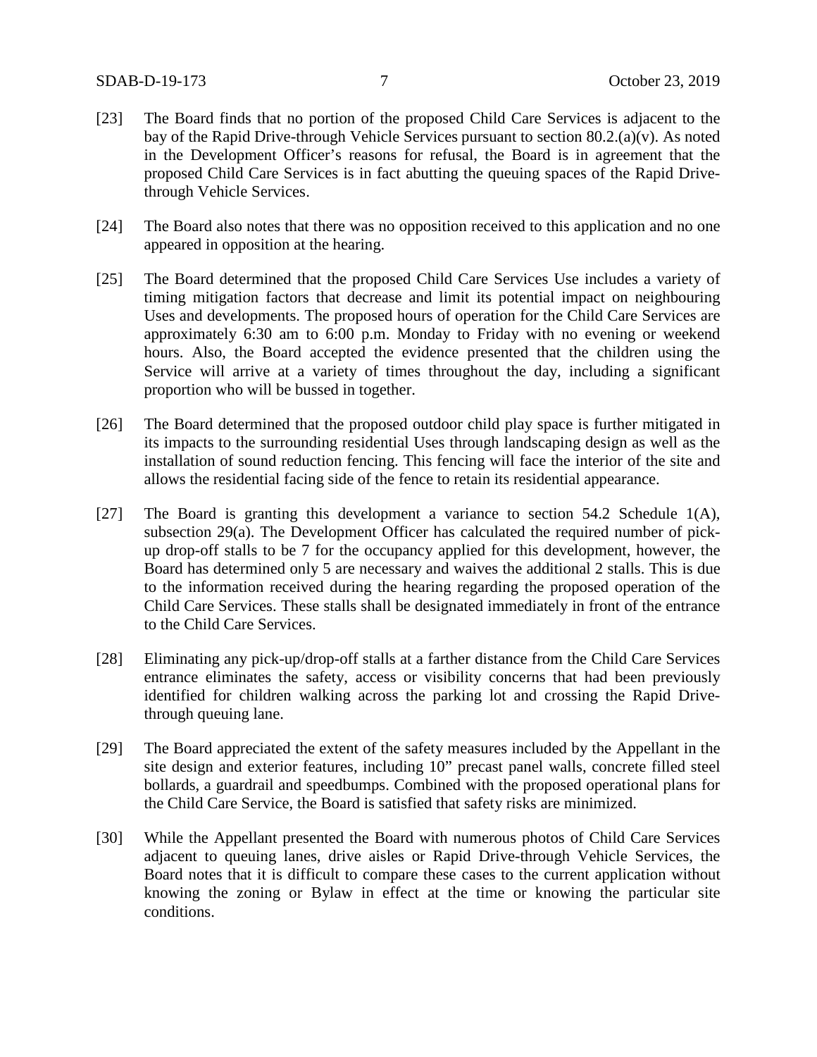[23] The Board finds that no portion of the proposed Child Care Services is adjacent to the bay of the Rapid Drive-through Vehicle Services pursuant to section 80.2.(a)(v). As noted in the Development Officer's reasons for refusal, the Board is in agreement that the proposed Child Care Services is in fact abutting the queuing spaces of the Rapid Drive-through Vehicle Services.

[24] The Board also notes that there was no opposition received to this application and no one appeared in opposition at the hearing.

[25] The Board determined that the proposed Child Care Services Use includes a variety of timing mitigation factors that decrease and limit its potential impact on neighbouring Uses and developments. The proposed hours of operation for the Child Care Services are approximately 6:30 am to 6:00 p.m. Monday to Friday with no evening or weekend hours. Also, the Board accepted the evidence presented that the children using the Service will arrive at a variety of times throughout the day, including a significant proportion who will be bussed in together.

[26] The Board determined that the proposed outdoor child play space is further mitigated in its impacts to the surrounding residential Uses through landscaping design as well as the installation of sound reduction fencing. This fencing will face the interior of the site and allows the residential facing side of the fence to retain its residential appearance.

[27] The Board is granting this development a variance to section 54.2 Schedule 1(A), subsection 29(a). The Development Officer has calculated the required number of pick-up drop-off stalls to be 7 for the occupancy applied for this development, however, the Board has determined only 5 are necessary and waives the additional 2 stalls. This is due to the information received during the hearing regarding the proposed operation of the Child Care Services. These stalls shall be designated immediately in front of the entrance to the Child Care Services.

[28] Eliminating any pick-up/drop-off stalls at a farther distance from the Child Care Services entrance eliminates the safety, access or visibility concerns that had been previously identified for children walking across the parking lot and crossing the Rapid Drive-through queuing lane.

[29] The Board appreciated the extent of the safety measures included by the Appellant in the site design and exterior features, including 10" precast panel walls, concrete filled steel bollards, a guardrail and speedbumps. Combined with the proposed operational plans for the Child Care Service, the Board is satisfied that safety risks are minimized.

[30] While the Appellant presented the Board with numerous photos of Child Care Services adjacent to queuing lanes, drive aisles or Rapid Drive-through Vehicle Services, the Board notes that it is difficult to compare these cases to the current application without knowing the zoning or Bylaw in effect at the time or knowing the particular site conditions.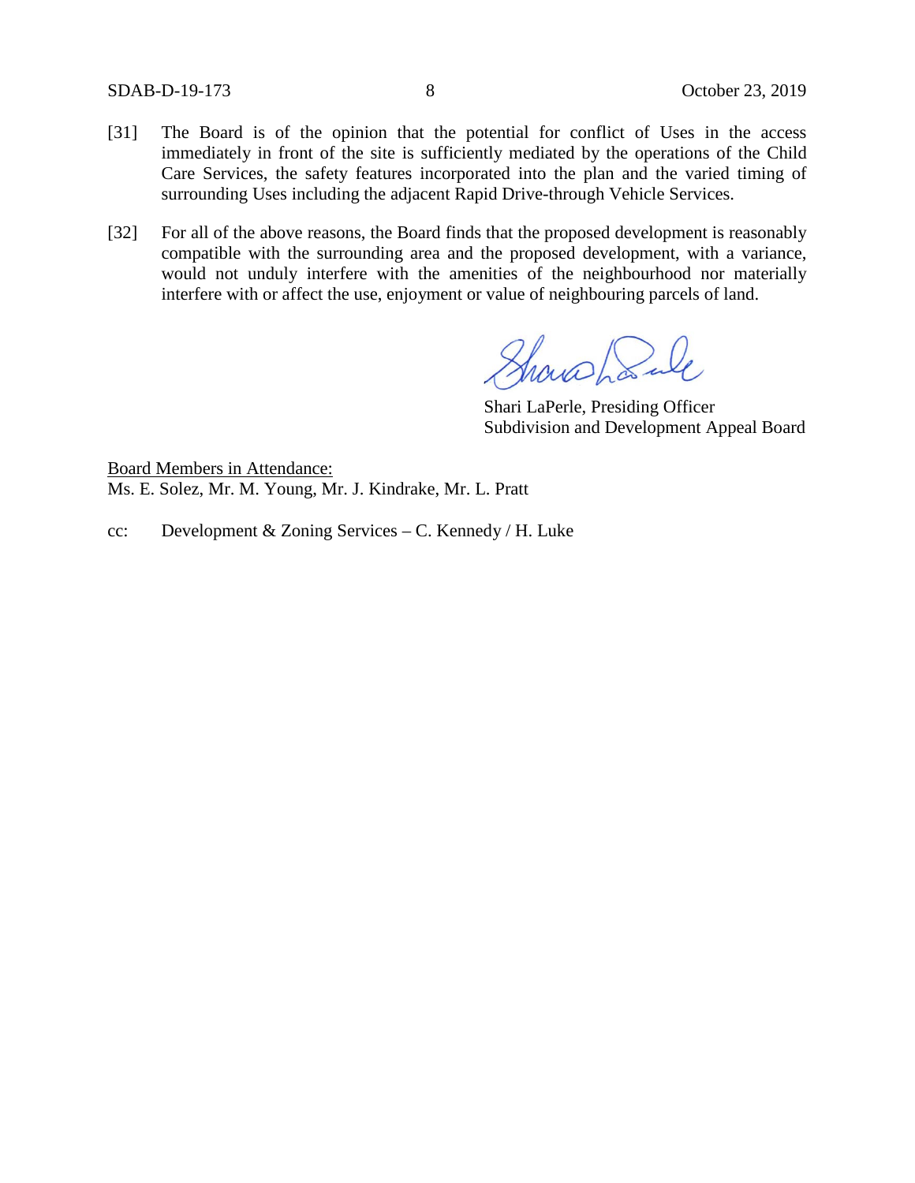[31] The Board is of the opinion that the potential for conflict of Uses in the access immediately in front of the site is sufficiently mediated by the operations of the Child Care Services, the safety features incorporated into the plan and the varied timing of surrounding Uses including the adjacent Rapid Drive-through Vehicle Services.

[32] For all of the above reasons, the Board finds that the proposed development is reasonably compatible with the surrounding area and the proposed development, with a variance, would not unduly interfere with the amenities of the neighbourhood nor materially interfere with or affect the use, enjoyment or value of neighbouring parcels of land.

Shari LaPerle, Presiding Officer
Subdivision and Development Appeal Board

Board Members in Attendance:
Ms. E. Solez, Mr. M. Young, Mr. J. Kindrake, Mr. L. Pratt

cc: Development & Zoning Services – C. Kennedy / H. Luke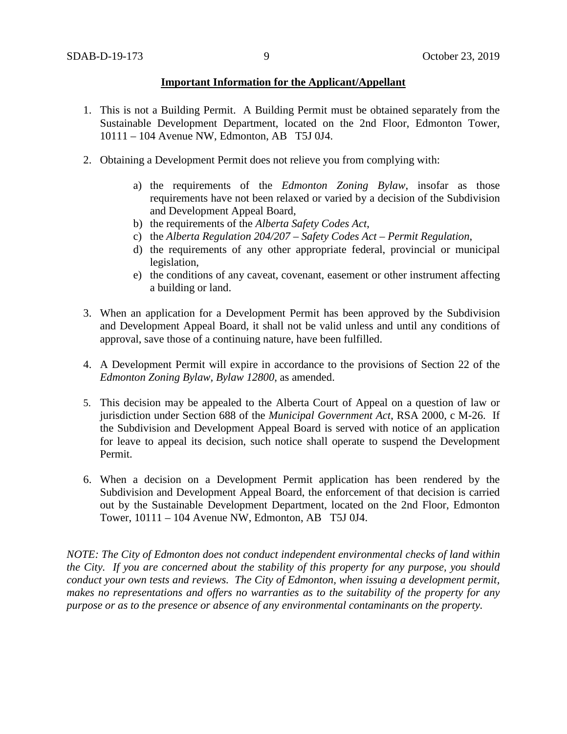**Important Information for the Applicant/Appellant**

1. This is not a Building Permit. A Building Permit must be obtained separately from the Sustainable Development Department, located on the 2nd Floor, Edmonton Tower, 10111 – 104 Avenue NW, Edmonton, AB T5J 0J4.

2. Obtaining a Development Permit does not relieve you from complying with:

    a) the requirements of the *Edmonton Zoning Bylaw*, insofar as those requirements have not been relaxed or varied by a decision of the Subdivision and Development Appeal Board,
    b) the requirements of the *Alberta Safety Codes Act*,
    c) the *Alberta Regulation 204/207 – Safety Codes Act – Permit Regulation*,
    d) the requirements of any other appropriate federal, provincial or municipal legislation,
    e) the conditions of any caveat, covenant, easement or other instrument affecting a building or land.

3. When an application for a Development Permit has been approved by the Subdivision and Development Appeal Board, it shall not be valid unless and until any conditions of approval, save those of a continuing nature, have been fulfilled.

4. A Development Permit will expire in accordance to the provisions of Section 22 of the *Edmonton Zoning Bylaw, Bylaw 12800*, as amended.

5. This decision may be appealed to the Alberta Court of Appeal on a question of law or jurisdiction under Section 688 of the *Municipal Government Act*, RSA 2000, c M-26. If the Subdivision and Development Appeal Board is served with notice of an application for leave to appeal its decision, such notice shall operate to suspend the Development Permit.

6. When a decision on a Development Permit application has been rendered by the Subdivision and Development Appeal Board, the enforcement of that decision is carried out by the Sustainable Development Department, located on the 2nd Floor, Edmonton Tower, 10111 – 104 Avenue NW, Edmonton, AB T5J 0J4.

*NOTE: The City of Edmonton does not conduct independent environmental checks of land within the City. If you are concerned about the stability of this property for any purpose, you should conduct your own tests and reviews. The City of Edmonton, when issuing a development permit, makes no representations and offers no warranties as to the suitability of the property for any purpose or as to the presence or absence of any environmental contaminants on the property.*